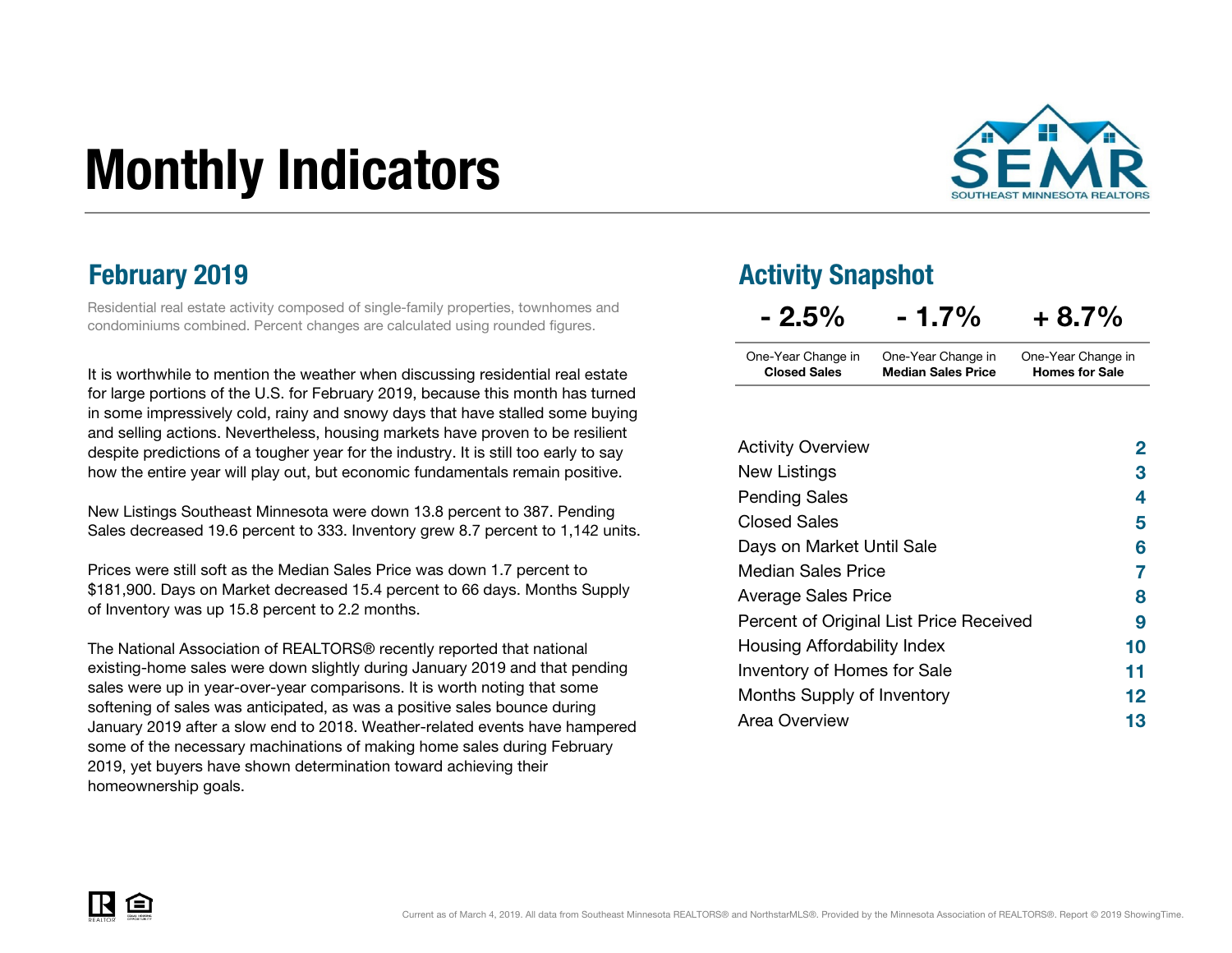# Monthly Indicators

SEMR
SOUTHEAST MINNESOTA REALTORS

## February 2019

Residential real estate activity composed of single-family properties, townhomes and condominiums combined. Percent changes are calculated using rounded figures.

It is worthwhile to mention the weather when discussing residential real estate for large portions of the U.S. for February 2019, because this month has turned in some impressively cold, rainy and snowy days that have stalled some buying and selling actions. Nevertheless, housing markets have proven to be resilient despite predictions of a tougher year for the industry. It is still too early to say how the entire year will play out, but economic fundamentals remain positive.

New Listings Southeast Minnesota were down 13.8 percent to 387. Pending Sales decreased 19.6 percent to 333. Inventory grew 8.7 percent to 1,142 units.

Prices were still soft as the Median Sales Price was down 1.7 percent to $181,900. Days on Market decreased 15.4 percent to 66 days. Months Supply of Inventory was up 15.8 percent to 2.2 months.

The National Association of REALTORS® recently reported that national existing-home sales were down slightly during January 2019 and that pending sales were up in year-over-year comparisons. It is worth noting that some softening of sales was anticipated, as was a positive sales bounce during January 2019 after a slow end to 2018. Weather-related events have hampered some of the necessary machinations of making home sales during February 2019, yet buyers have shown determination toward achieving their homeownership goals.

## Activity Snapshot

| - 2.5% | - 1.7% | + 8.7% |
|---|---|---|
| One-Year Change in **Closed Sales** | One-Year Change in **Median Sales Price** | One-Year Change in **Homes for Sale** |

| | |
|---|---|
| Activity Overview | 2 |
| New Listings | 3 |
| Pending Sales | 4 |
| Closed Sales | 5 |
| Days on Market Until Sale | 6 |
| Median Sales Price | 7 |
| Average Sales Price | 8 |
| Percent of Original List Price Received | 9 |
| Housing Affordability Index | 10 |
| Inventory of Homes for Sale | 11 |
| Months Supply of Inventory | 12 |
| Area Overview | 13 |

Current as of March 4, 2019. All data from Southeast Minnesota REALTORS® and NorthstarMLS®. Provided by the Minnesota Association of REALTORS®. Report © 2019 ShowingTime.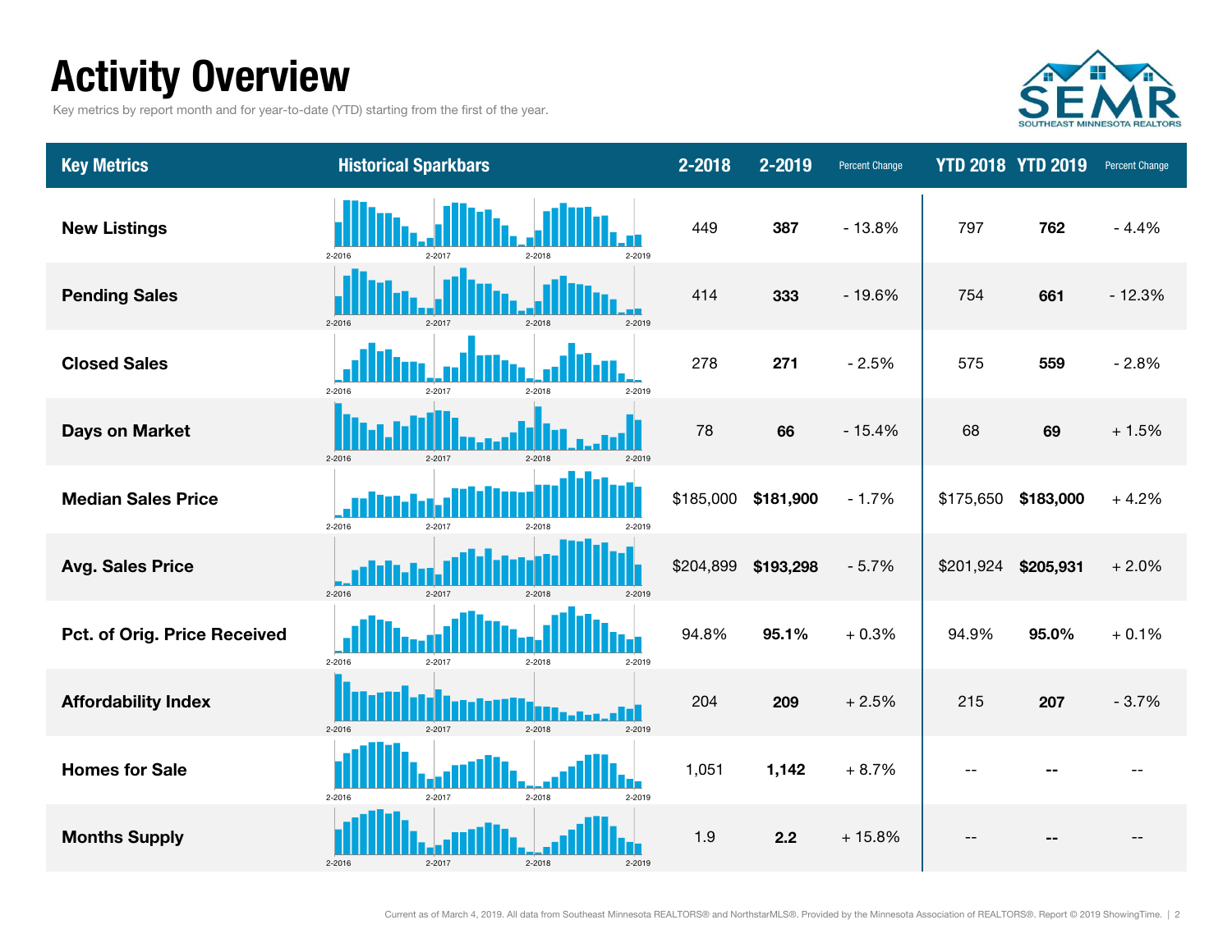# Activity Overview

Key metrics by report month and for year-to-date (YTD) starting from the first of the year.

| Key Metrics | Historical Sparkbars | 2-2018 | 2-2019 | Percent Change | YTD 2018 | YTD 2019 | Percent Change |
|---|---|---|---|---|---|---|---|
| New Listings | 2-2016 2-2017 2-2018 2-2019 | 449 | **387** | - 13.8% | 797 | **762** | - 4.4% |
| Pending Sales | 2-2016 2-2017 2-2018 2-2019 | 414 | **333** | - 19.6% | 754 | **661** | - 12.3% |
| Closed Sales | 2-2016 2-2017 2-2018 2-2019 | 278 | **271** | - 2.5% | 575 | **559** | - 2.8% |
| Days on Market | 2-2016 2-2017 2-2018 2-2019 | 78 | **66** | - 15.4% | 68 | **69** | + 1.5% |
| Median Sales Price | 2-2016 2-2017 2-2018 2-2019 | $185,000 | **$181,900** | - 1.7% | $175,650 | **$183,000** | + 4.2% |
| Avg. Sales Price | 2-2016 2-2017 2-2018 2-2019 | $204,899 | **$193,298** | - 5.7% | $201,924 | **$205,931** | + 2.0% |
| Pct. of Orig. Price Received | 2-2016 2-2017 2-2018 2-2019 | 94.8% | **95.1%** | + 0.3% | 94.9% | **95.0%** | + 0.1% |
| Affordability Index | 2-2016 2-2017 2-2018 2-2019 | 204 | **209** | + 2.5% | 215 | **207** | - 3.7% |
| Homes for Sale | 2-2016 2-2017 2-2018 2-2019 | 1,051 | **1,142** | + 8.7% | -- | **--** | -- |
| Months Supply | 2-2016 2-2017 2-2018 2-2019 | 1.9 | **2.2** | + 15.8% | -- | **--** | -- |

Current as of March 4, 2019. All data from Southeast Minnesota REALTORS® and NorthstarMLS®. Provided by the Minnesota Association of REALTORS®. Report © 2019 ShowingTime.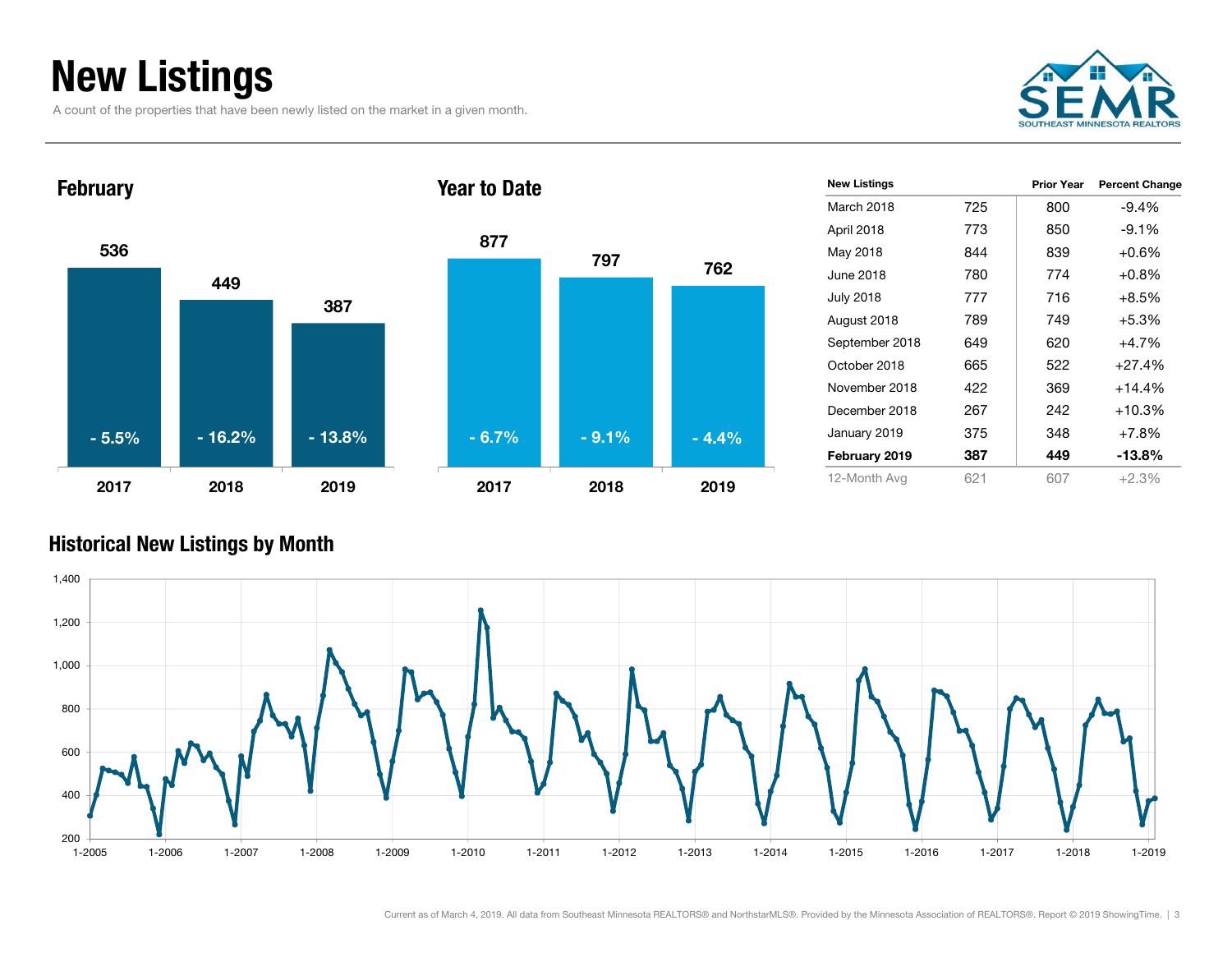# New Listings

A count of the properties that have been newly listed on the market in a given month.

## February

| Year | New Listings | Change |
|---|---|---|
| 2017 | 536 | - 5.5% |
| 2018 | 449 | - 16.2% |
| 2019 | 387 | - 13.8% |

## Year to Date

| Year | New Listings | Change |
|---|---|---|
| 2017 | 877 | - 6.7% |
| 2018 | 797 | - 9.1% |
| 2019 | 762 | - 4.4% |

| New Listings | | Prior Year | Percent Change |
|---|---|---|---|
| March 2018 | 725 | 800 | -9.4% |
| April 2018 | 773 | 850 | -9.1% |
| May 2018 | 844 | 839 | +0.6% |
| June 2018 | 780 | 774 | +0.8% |
| July 2018 | 777 | 716 | +8.5% |
| August 2018 | 789 | 749 | +5.3% |
| September 2018 | 649 | 620 | +4.7% |
| October 2018 | 665 | 522 | +27.4% |
| November 2018 | 422 | 369 | +14.4% |
| December 2018 | 267 | 242 | +10.3% |
| January 2019 | 375 | 348 | +7.8% |
| **February 2019** | **387** | **449** | **-13.8%** |
| 12-Month Avg | 621 | 607 | +2.3% |

## Historical New Listings by Month

Current as of March 4, 2019. All data from Southeast Minnesota REALTORS® and NorthstarMLS®. Provided by the Minnesota Association of REALTORS®. Report © 2019 ShowingTime.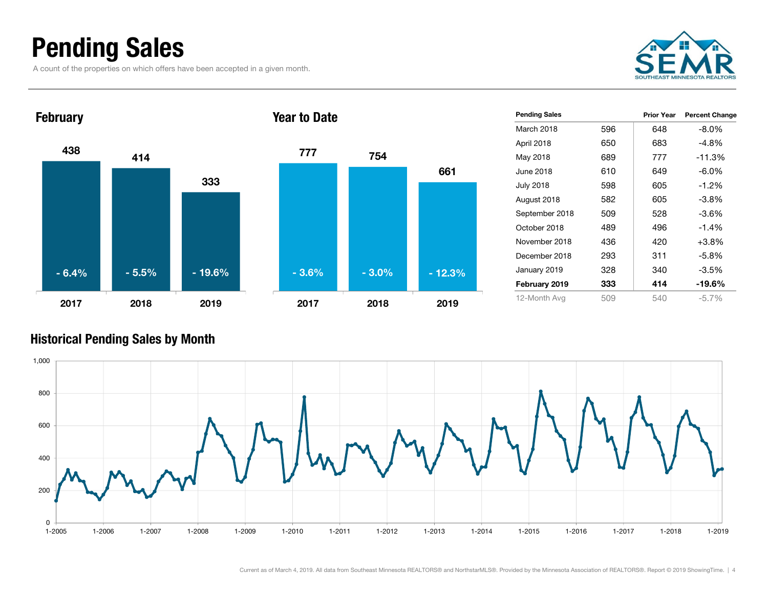# Pending Sales

A count of the properties on which offers have been accepted in a given month.

## February

| Year | Pending Sales | Change |
|---|---|---|
| 2017 | 438 | - 6.4% |
| 2018 | 414 | - 5.5% |
| 2019 | 333 | - 19.6% |

## Year to Date

| Year | Pending Sales | Change |
|---|---|---|
| 2017 | 777 | - 3.6% |
| 2018 | 754 | - 3.0% |
| 2019 | 661 | - 12.3% |

| Pending Sales | | Prior Year | Percent Change |
|---|---|---|---|
| March 2018 | 596 | 648 | -8.0% |
| April 2018 | 650 | 683 | -4.8% |
| May 2018 | 689 | 777 | -11.3% |
| June 2018 | 610 | 649 | -6.0% |
| July 2018 | 598 | 605 | -1.2% |
| August 2018 | 582 | 605 | -3.8% |
| September 2018 | 509 | 528 | -3.6% |
| October 2018 | 489 | 496 | -1.4% |
| November 2018 | 436 | 420 | +3.8% |
| December 2018 | 293 | 311 | -5.8% |
| January 2019 | 328 | 340 | -3.5% |
| **February 2019** | **333** | **414** | **-19.6%** |
| 12-Month Avg | 509 | 540 | -5.7% |

## Historical Pending Sales by Month

Current as of March 4, 2019. All data from Southeast Minnesota REALTORS® and NorthstarMLS®. Provided by the Minnesota Association of REALTORS®. Report © 2019 ShowingTime.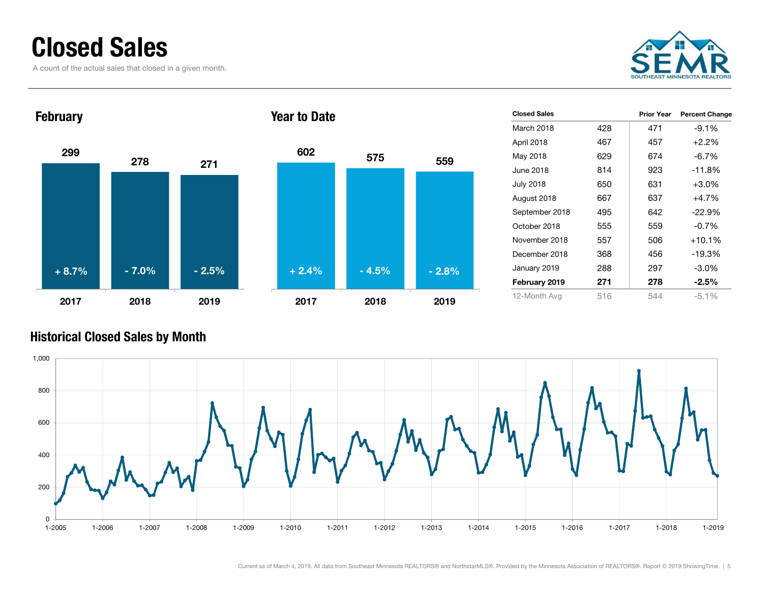# Closed Sales

A count of the actual sales that closed in a given month.

## February

| Year | Closed Sales | Percent Change |
|---|---|---|
| 2017 | 299 | + 8.7% |
| 2018 | 278 | - 7.0% |
| 2019 | 271 | - 2.5% |

## Year to Date

| Year | Closed Sales | Percent Change |
|---|---|---|
| 2017 | 602 | + 2.4% |
| 2018 | 575 | - 4.5% |
| 2019 | 559 | - 2.8% |

| Closed Sales | | Prior Year | Percent Change |
|---|---|---|---|
| March 2018 | 428 | 471 | -9.1% |
| April 2018 | 467 | 457 | +2.2% |
| May 2018 | 629 | 674 | -6.7% |
| June 2018 | 814 | 923 | -11.8% |
| July 2018 | 650 | 631 | +3.0% |
| August 2018 | 667 | 637 | +4.7% |
| September 2018 | 495 | 642 | -22.9% |
| October 2018 | 555 | 559 | -0.7% |
| November 2018 | 557 | 506 | +10.1% |
| December 2018 | 368 | 456 | -19.3% |
| January 2019 | 288 | 297 | -3.0% |
| **February 2019** | **271** | **278** | **-2.5%** |
| 12-Month Avg | 516 | 544 | -5.1% |

## Historical Closed Sales by Month

Current as of March 4, 2019. All data from Southeast Minnesota REALTORS® and NorthstarMLS®. Provided by the Minnesota Association of REALTORS®. Report © 2019 ShowingTime.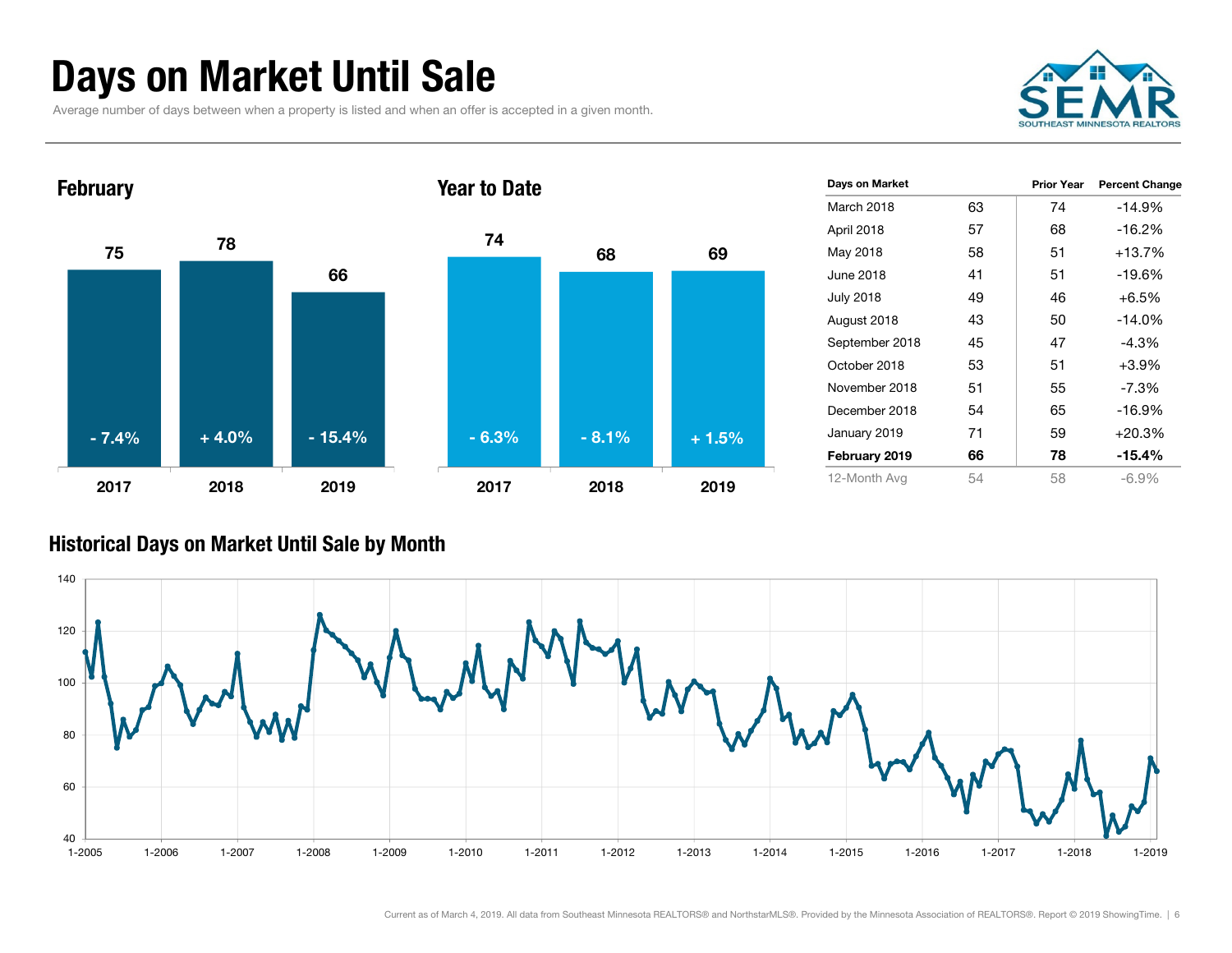# Days on Market Until Sale

Average number of days between when a property is listed and when an offer is accepted in a given month.

## February

| Year | Days on Market | Percent Change |
|---|---|---|
| 2017 | 75 | - 7.4% |
| 2018 | 78 | + 4.0% |
| 2019 | 66 | - 15.4% |

## Year to Date

| Year | Days on Market | Percent Change |
|---|---|---|
| 2017 | 74 | - 6.3% |
| 2018 | 68 | - 8.1% |
| 2019 | 69 | + 1.5% |

| Days on Market | | Prior Year | Percent Change |
|---|---|---|---|
| March 2018 | 63 | 74 | -14.9% |
| April 2018 | 57 | 68 | -16.2% |
| May 2018 | 58 | 51 | +13.7% |
| June 2018 | 41 | 51 | -19.6% |
| July 2018 | 49 | 46 | +6.5% |
| August 2018 | 43 | 50 | -14.0% |
| September 2018 | 45 | 47 | -4.3% |
| October 2018 | 53 | 51 | +3.9% |
| November 2018 | 51 | 55 | -7.3% |
| December 2018 | 54 | 65 | -16.9% |
| January 2019 | 71 | 59 | +20.3% |
| **February 2019** | **66** | **78** | **-15.4%** |
| 12-Month Avg | 54 | 58 | -6.9% |

## Historical Days on Market Until Sale by Month

Current as of March 4, 2019. All data from Southeast Minnesota REALTORS® and NorthstarMLS®. Provided by the Minnesota Association of REALTORS®. Report © 2019 ShowingTime.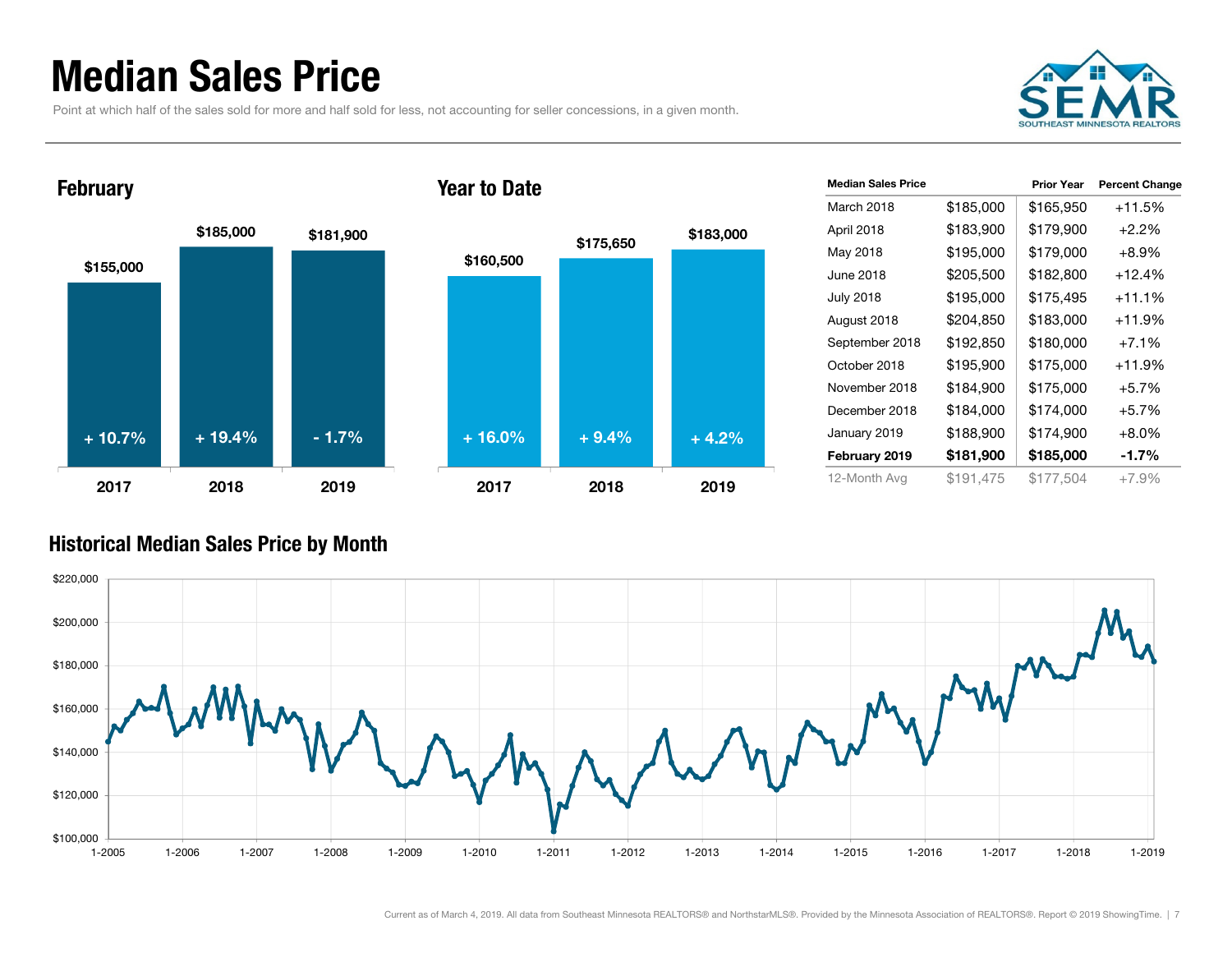# Median Sales Price

Point at which half of the sales sold for more and half sold for less, not accounting for seller concessions, in a given month.

## February

| Year | Median Sales Price | Percent Change |
|---|---|---|
| 2017 | $155,000 | + 10.7% |
| 2018 | $185,000 | + 19.4% |
| 2019 | $181,900 | - 1.7% |

## Year to Date

| Year | Median Sales Price | Percent Change |
|---|---|---|
| 2017 | $160,500 | + 16.0% |
| 2018 | $175,650 | + 9.4% |
| 2019 | $183,000 | + 4.2% |

| Median Sales Price | | Prior Year | Percent Change |
|---|---|---|---|
| March 2018 | $185,000 | $165,950 | +11.5% |
| April 2018 | $183,900 | $179,900 | +2.2% |
| May 2018 | $195,000 | $179,000 | +8.9% |
| June 2018 | $205,500 | $182,800 | +12.4% |
| July 2018 | $195,000 | $175,495 | +11.1% |
| August 2018 | $204,850 | $183,000 | +11.9% |
| September 2018 | $192,850 | $180,000 | +7.1% |
| October 2018 | $195,900 | $175,000 | +11.9% |
| November 2018 | $184,900 | $175,000 | +5.7% |
| December 2018 | $184,000 | $174,000 | +5.7% |
| January 2019 | $188,900 | $174,900 | +8.0% |
| **February 2019** | **$181,900** | **$185,000** | **-1.7%** |
| 12-Month Avg | $191,475 | $177,504 | +7.9% |

## Historical Median Sales Price by Month

Current as of March 4, 2019. All data from Southeast Minnesota REALTORS® and NorthstarMLS®. Provided by the Minnesota Association of REALTORS®. Report © 2019 ShowingTime.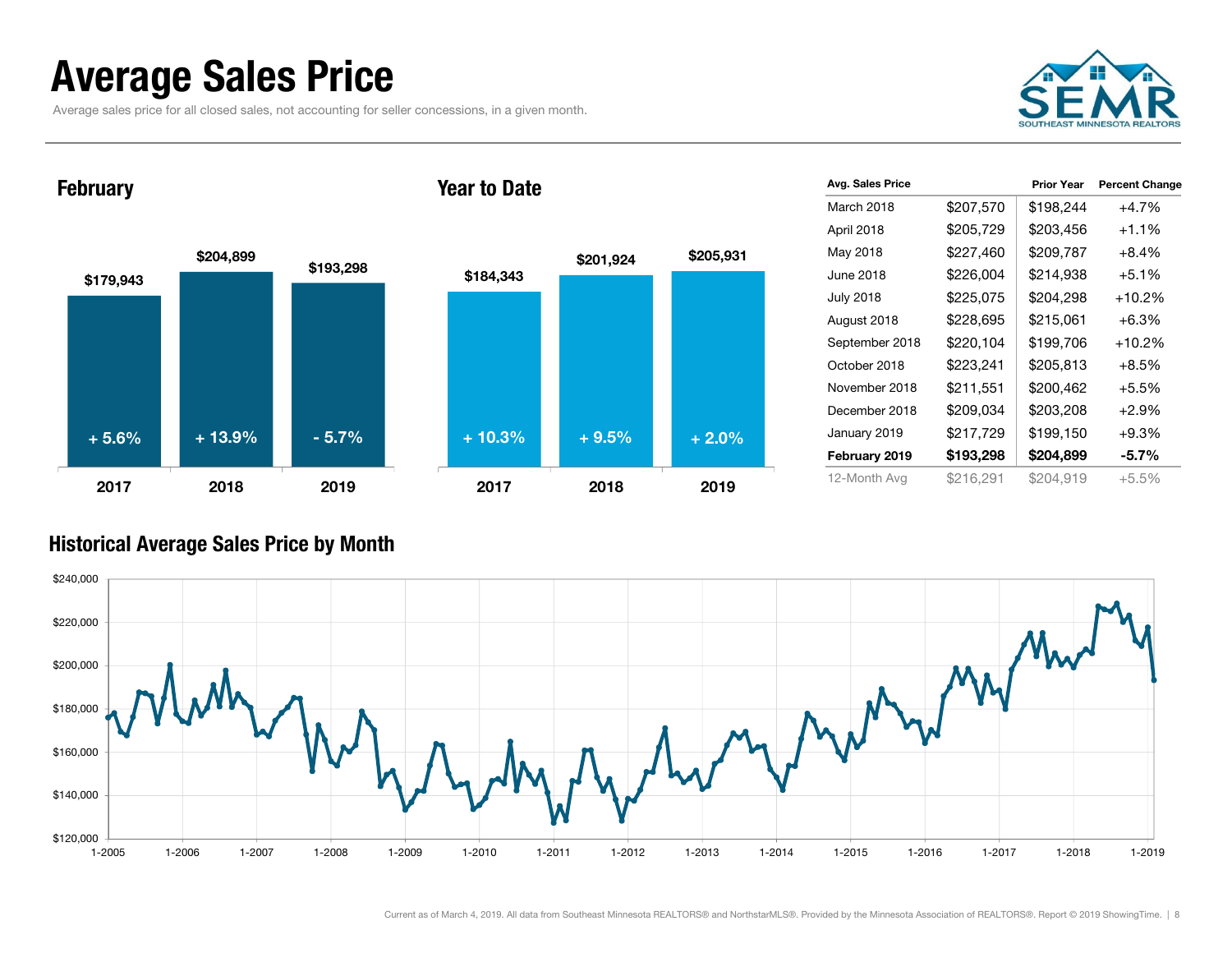# Average Sales Price

Average sales price for all closed sales, not accounting for seller concessions, in a given month.

## February

| Year | Average Sales Price | Percent Change |
| --- | --- | --- |
| 2017 | $179,943 | + 5.6% |
| 2018 | $204,899 | + 13.9% |
| 2019 | $193,298 | - 5.7% |

## Year to Date

| Year | Average Sales Price | Percent Change |
| --- | --- | --- |
| 2017 | $184,343 | + 10.3% |
| 2018 | $201,924 | + 9.5% |
| 2019 | $205,931 | + 2.0% |

| Avg. Sales Price | | Prior Year | Percent Change |
| --- | --- | --- | --- |
| March 2018 | $207,570 | $198,244 | +4.7% |
| April 2018 | $205,729 | $203,456 | +1.1% |
| May 2018 | $227,460 | $209,787 | +8.4% |
| June 2018 | $226,004 | $214,938 | +5.1% |
| July 2018 | $225,075 | $204,298 | +10.2% |
| August 2018 | $228,695 | $215,061 | +6.3% |
| September 2018 | $220,104 | $199,706 | +10.2% |
| October 2018 | $223,241 | $205,813 | +8.5% |
| November 2018 | $211,551 | $200,462 | +5.5% |
| December 2018 | $209,034 | $203,208 | +2.9% |
| January 2019 | $217,729 | $199,150 | +9.3% |
| **February 2019** | **$193,298** | **$204,899** | **-5.7%** |
| 12-Month Avg | $216,291 | $204,919 | +5.5% |

## Historical Average Sales Price by Month

Current as of March 4, 2019. All data from Southeast Minnesota REALTORS® and NorthstarMLS®. Provided by the Minnesota Association of REALTORS®. Report © 2019 ShowingTime.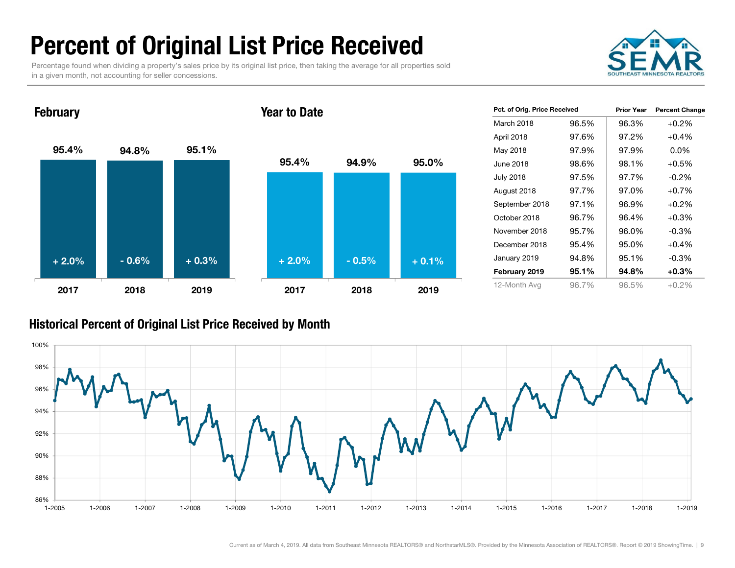# Percent of Original List Price Received

Percentage found when dividing a property's sales price by its original list price, then taking the average for all properties sold in a given month, not accounting for seller concessions.

## February

| | 2017 | 2018 | 2019 |
|---|---|---|---|
| Percent | 95.4% | 94.8% | 95.1% |
| Change | + 2.0% | - 0.6% | + 0.3% |

## Year to Date

| | 2017 | 2018 | 2019 |
|---|---|---|---|
| Percent | 95.4% | 94.9% | 95.0% |
| Change | + 2.0% | - 0.5% | + 0.1% |

| Pct. of Orig. Price Received | | Prior Year | Percent Change |
|---|---|---|---|
| March 2018 | 96.5% | 96.3% | +0.2% |
| April 2018 | 97.6% | 97.2% | +0.4% |
| May 2018 | 97.9% | 97.9% | 0.0% |
| June 2018 | 98.6% | 98.1% | +0.5% |
| July 2018 | 97.5% | 97.7% | -0.2% |
| August 2018 | 97.7% | 97.0% | +0.7% |
| September 2018 | 97.1% | 96.9% | +0.2% |
| October 2018 | 96.7% | 96.4% | +0.3% |
| November 2018 | 95.7% | 96.0% | -0.3% |
| December 2018 | 95.4% | 95.0% | +0.4% |
| January 2019 | 94.8% | 95.1% | -0.3% |
| **February 2019** | **95.1%** | **94.8%** | **+0.3%** |
| 12-Month Avg | 96.7% | 96.5% | +0.2% |

## Historical Percent of Original List Price Received by Month

Current as of March 4, 2019. All data from Southeast Minnesota REALTORS® and NorthstarMLS®. Provided by the Minnesota Association of REALTORS®. Report © 2019 ShowingTime.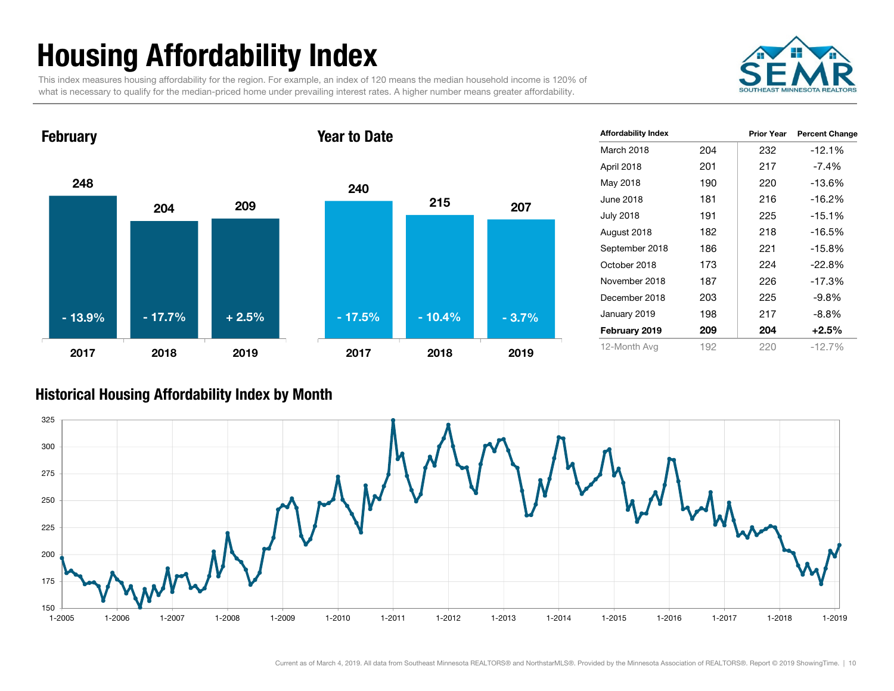# Housing Affordability Index

This index measures housing affordability for the region. For example, an index of 120 means the median household income is 120% of what is necessary to qualify for the median-priced home under prevailing interest rates. A higher number means greater affordability.

## February

| 2017 | 2018 | 2019 |
|---|---|---|
| 248 | 204 | 209 |
| - 13.9% | - 17.7% | + 2.5% |

## Year to Date

| 2017 | 2018 | 2019 |
|---|---|---|
| 240 | 215 | 207 |
| - 17.5% | - 10.4% | - 3.7% |

| Affordability Index | | Prior Year | Percent Change |
|---|---|---|---|
| March 2018 | 204 | 232 | -12.1% |
| April 2018 | 201 | 217 | -7.4% |
| May 2018 | 190 | 220 | -13.6% |
| June 2018 | 181 | 216 | -16.2% |
| July 2018 | 191 | 225 | -15.1% |
| August 2018 | 182 | 218 | -16.5% |
| September 2018 | 186 | 221 | -15.8% |
| October 2018 | 173 | 224 | -22.8% |
| November 2018 | 187 | 226 | -17.3% |
| December 2018 | 203 | 225 | -9.8% |
| January 2019 | 198 | 217 | -8.8% |
| **February 2019** | **209** | **204** | **+2.5%** |
| 12-Month Avg | 192 | 220 | -12.7% |

## Historical Housing Affordability Index by Month

Current as of March 4, 2019. All data from Southeast Minnesota REALTORS® and NorthstarMLS®. Provided by the Minnesota Association of REALTORS®. Report © 2019 ShowingTime.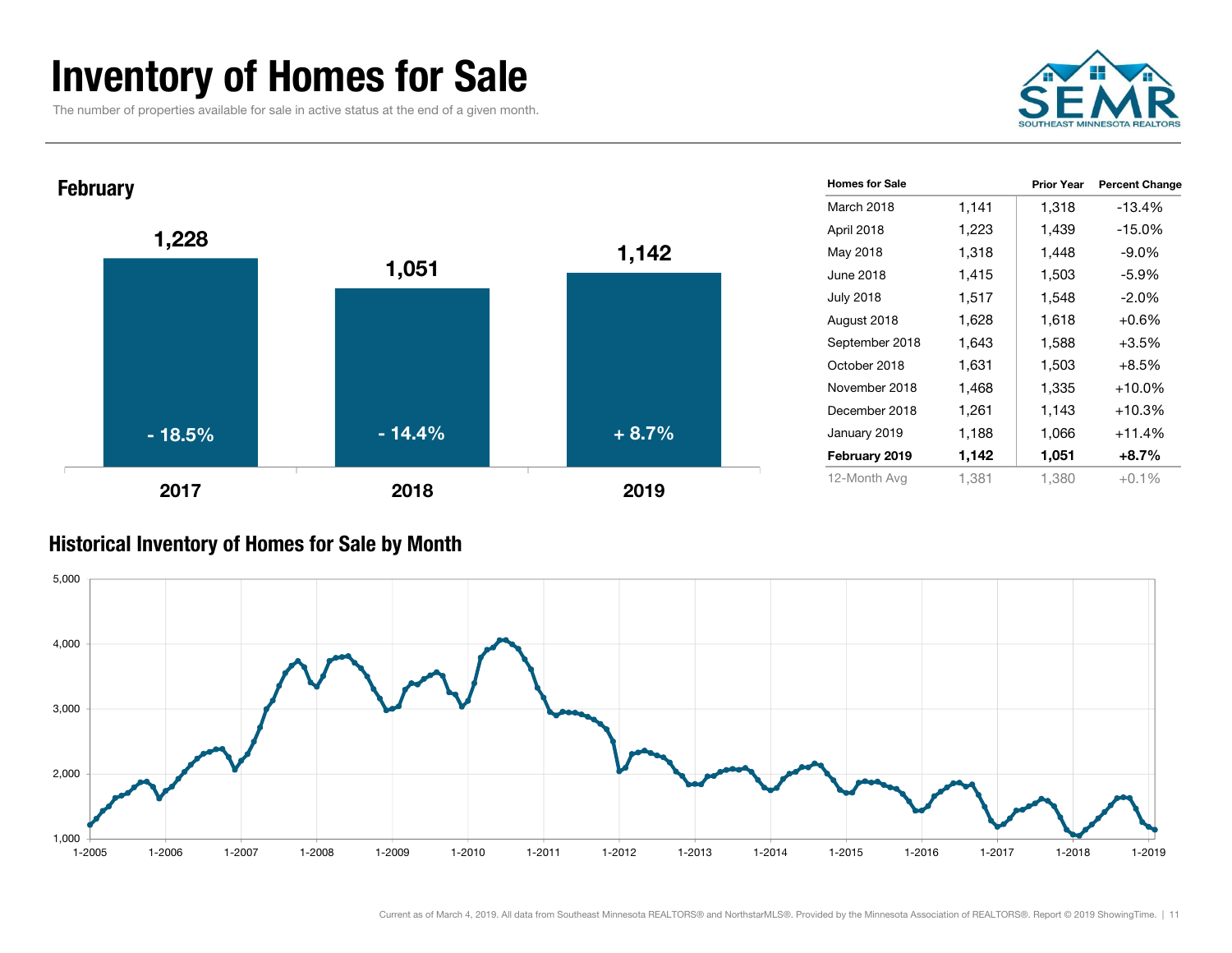# Inventory of Homes for Sale

The number of properties available for sale in active status at the end of a given month.

SEMR
SOUTHEAST MINNESOTA REALTORS

## February

| Year | Homes for Sale | Percent Change |
|---|---|---|
| 2017 | 1,228 | - 18.5% |
| 2018 | 1,051 | - 14.4% |
| 2019 | 1,142 | + 8.7% |

| Homes for Sale | | Prior Year | Percent Change |
|---|---|---|---|
| March 2018 | 1,141 | 1,318 | -13.4% |
| April 2018 | 1,223 | 1,439 | -15.0% |
| May 2018 | 1,318 | 1,448 | -9.0% |
| June 2018 | 1,415 | 1,503 | -5.9% |
| July 2018 | 1,517 | 1,548 | -2.0% |
| August 2018 | 1,628 | 1,618 | +0.6% |
| September 2018 | 1,643 | 1,588 | +3.5% |
| October 2018 | 1,631 | 1,503 | +8.5% |
| November 2018 | 1,468 | 1,335 | +10.0% |
| December 2018 | 1,261 | 1,143 | +10.3% |
| January 2019 | 1,188 | 1,066 | +11.4% |
| **February 2019** | **1,142** | **1,051** | **+8.7%** |
| 12-Month Avg | 1,381 | 1,380 | +0.1% |

## Historical Inventory of Homes for Sale by Month

Current as of March 4, 2019. All data from Southeast Minnesota REALTORS® and NorthstarMLS®. Provided by the Minnesota Association of REALTORS®. Report © 2019 ShowingTime.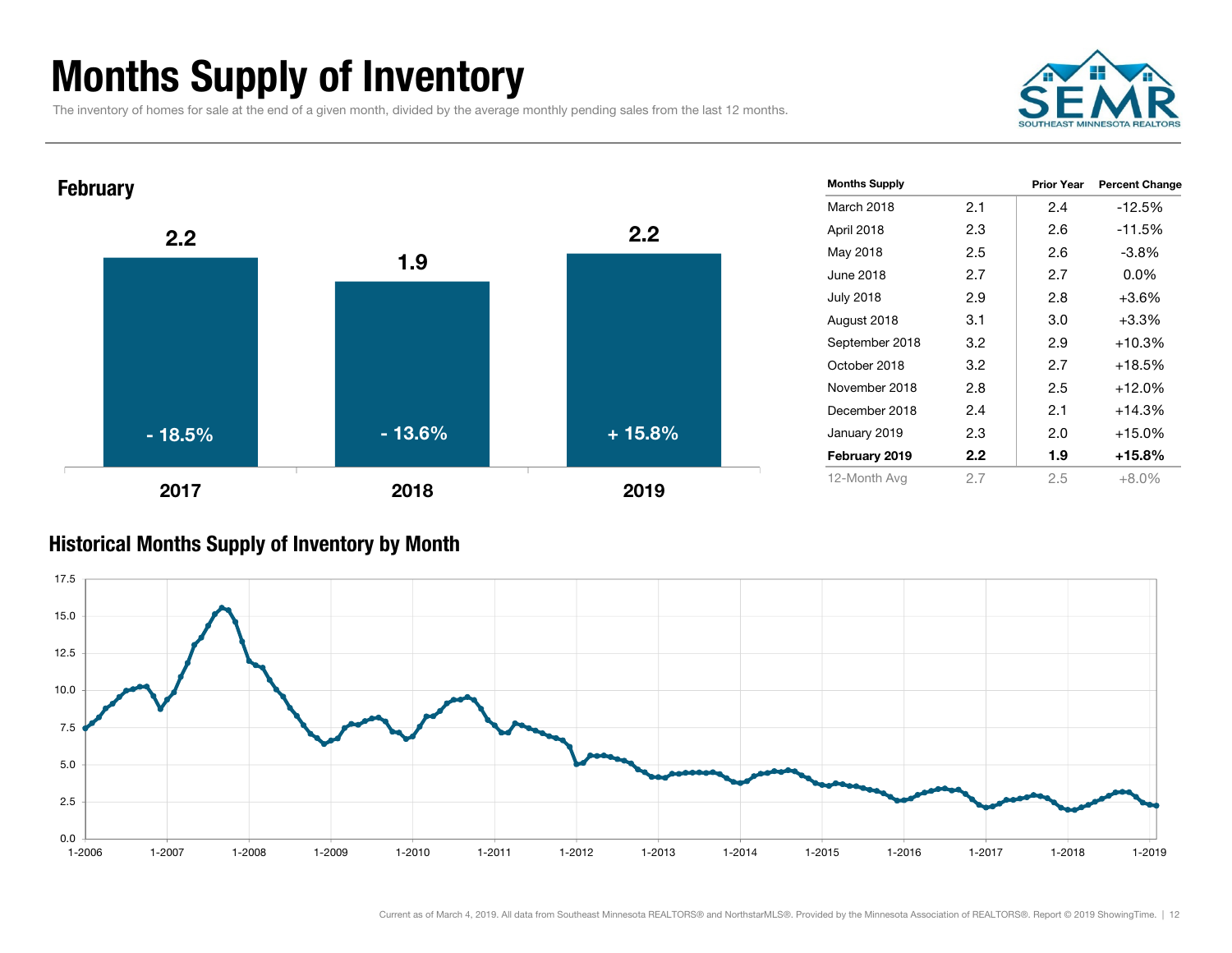# Months Supply of Inventory

The inventory of homes for sale at the end of a given month, divided by the average monthly pending sales from the last 12 months.

## February

| Year | Months Supply | Percent Change |
|---|---|---|
| 2017 | 2.2 | - 18.5% |
| 2018 | 1.9 | - 13.6% |
| 2019 | 2.2 | + 15.8% |

| Months Supply | | Prior Year | Percent Change |
|---|---|---|---|
| March 2018 | 2.1 | 2.4 | -12.5% |
| April 2018 | 2.3 | 2.6 | -11.5% |
| May 2018 | 2.5 | 2.6 | -3.8% |
| June 2018 | 2.7 | 2.7 | 0.0% |
| July 2018 | 2.9 | 2.8 | +3.6% |
| August 2018 | 3.1 | 3.0 | +3.3% |
| September 2018 | 3.2 | 2.9 | +10.3% |
| October 2018 | 3.2 | 2.7 | +18.5% |
| November 2018 | 2.8 | 2.5 | +12.0% |
| December 2018 | 2.4 | 2.1 | +14.3% |
| January 2019 | 2.3 | 2.0 | +15.0% |
| **February 2019** | **2.2** | **1.9** | **+15.8%** |
| 12-Month Avg | 2.7 | 2.5 | +8.0% |

## Historical Months Supply of Inventory by Month

Current as of March 4, 2019. All data from Southeast Minnesota REALTORS® and NorthstarMLS®. Provided by the Minnesota Association of REALTORS®. Report © 2019 ShowingTime.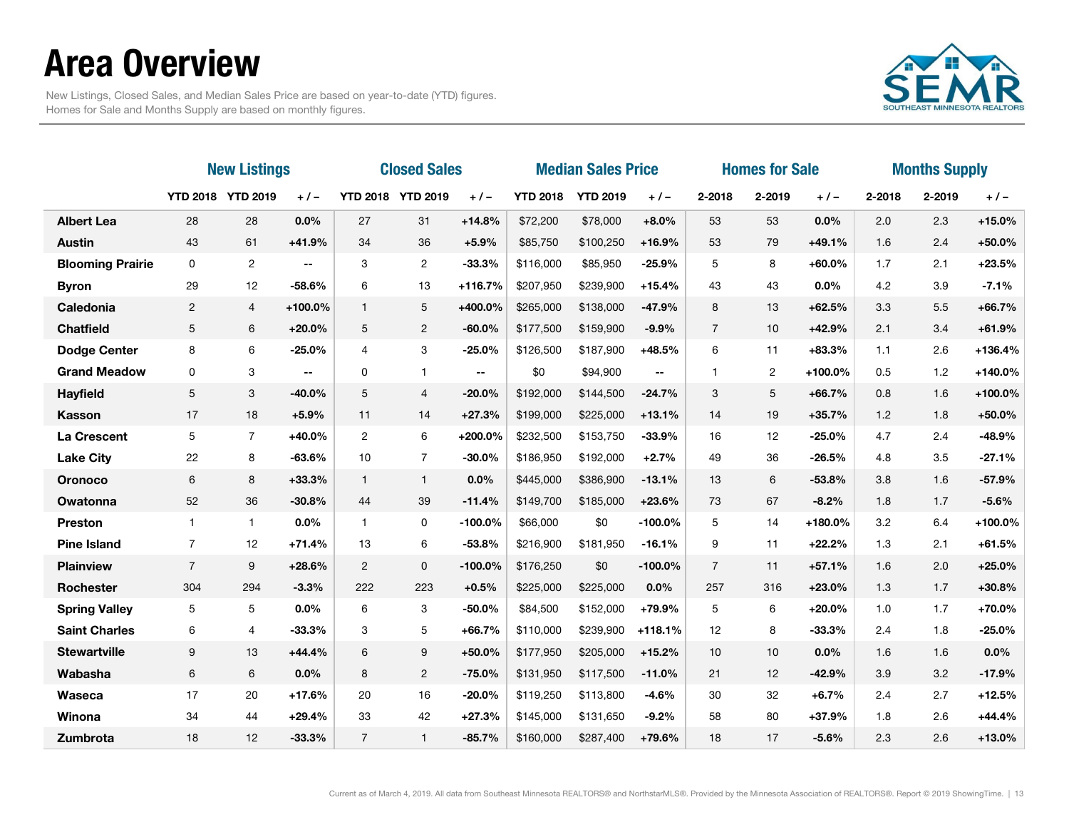# Area Overview

New Listings, Closed Sales, and Median Sales Price are based on year-to-date (YTD) figures.
Homes for Sale and Months Supply are based on monthly figures.

| | New Listings | | | Closed Sales | | | Median Sales Price | | | Homes for Sale | | | Months Supply | | |
|---|---|---|---|---|---|---|---|---|---|---|---|---|---|---|---|
| | YTD 2018 | YTD 2019 | + / – | YTD 2018 | YTD 2019 | + / – | YTD 2018 | YTD 2019 | + / – | 2-2018 | 2-2019 | + / – | 2-2018 | 2-2019 | + / – |
| **Albert Lea** | 28 | 28 | 0.0% | 27 | 31 | +14.8% | $72,200 | $78,000 | +8.0% | 53 | 53 | 0.0% | 2.0 | 2.3 | +15.0% |
| **Austin** | 43 | 61 | +41.9% | 34 | 36 | +5.9% | $85,750 | $100,250 | +16.9% | 53 | 79 | +49.1% | 1.6 | 2.4 | +50.0% |
| **Blooming Prairie** | 0 | 2 | -- | 3 | 2 | -33.3% | $116,000 | $85,950 | -25.9% | 5 | 8 | +60.0% | 1.7 | 2.1 | +23.5% |
| **Byron** | 29 | 12 | -58.6% | 6 | 13 | +116.7% | $207,950 | $239,900 | +15.4% | 43 | 43 | 0.0% | 4.2 | 3.9 | -7.1% |
| **Caledonia** | 2 | 4 | +100.0% | 1 | 5 | +400.0% | $265,000 | $138,000 | -47.9% | 8 | 13 | +62.5% | 3.3 | 5.5 | +66.7% |
| **Chatfield** | 5 | 6 | +20.0% | 5 | 2 | -60.0% | $177,500 | $159,900 | -9.9% | 7 | 10 | +42.9% | 2.1 | 3.4 | +61.9% |
| **Dodge Center** | 8 | 6 | -25.0% | 4 | 3 | -25.0% | $126,500 | $187,900 | +48.5% | 6 | 11 | +83.3% | 1.1 | 2.6 | +136.4% |
| **Grand Meadow** | 0 | 3 | -- | 0 | 1 | -- | $0 | $94,900 | -- | 1 | 2 | +100.0% | 0.5 | 1.2 | +140.0% |
| **Hayfield** | 5 | 3 | -40.0% | 5 | 4 | -20.0% | $192,000 | $144,500 | -24.7% | 3 | 5 | +66.7% | 0.8 | 1.6 | +100.0% |
| **Kasson** | 17 | 18 | +5.9% | 11 | 14 | +27.3% | $199,000 | $225,000 | +13.1% | 14 | 19 | +35.7% | 1.2 | 1.8 | +50.0% |
| **La Crescent** | 5 | 7 | +40.0% | 2 | 6 | +200.0% | $232,500 | $153,750 | -33.9% | 16 | 12 | -25.0% | 4.7 | 2.4 | -48.9% |
| **Lake City** | 22 | 8 | -63.6% | 10 | 7 | -30.0% | $186,950 | $192,000 | +2.7% | 49 | 36 | -26.5% | 4.8 | 3.5 | -27.1% |
| **Oronoco** | 6 | 8 | +33.3% | 1 | 1 | 0.0% | $445,000 | $386,900 | -13.1% | 13 | 6 | -53.8% | 3.8 | 1.6 | -57.9% |
| **Owatonna** | 52 | 36 | -30.8% | 44 | 39 | -11.4% | $149,700 | $185,000 | +23.6% | 73 | 67 | -8.2% | 1.8 | 1.7 | -5.6% |
| **Preston** | 1 | 1 | 0.0% | 1 | 0 | -100.0% | $66,000 | $0 | -100.0% | 5 | 14 | +180.0% | 3.2 | 6.4 | +100.0% |
| **Pine Island** | 7 | 12 | +71.4% | 13 | 6 | -53.8% | $216,900 | $181,950 | -16.1% | 9 | 11 | +22.2% | 1.3 | 2.1 | +61.5% |
| **Plainview** | 7 | 9 | +28.6% | 2 | 0 | -100.0% | $176,250 | $0 | -100.0% | 7 | 11 | +57.1% | 1.6 | 2.0 | +25.0% |
| **Rochester** | 304 | 294 | -3.3% | 222 | 223 | +0.5% | $225,000 | $225,000 | 0.0% | 257 | 316 | +23.0% | 1.3 | 1.7 | +30.8% |
| **Spring Valley** | 5 | 5 | 0.0% | 6 | 3 | -50.0% | $84,500 | $152,000 | +79.9% | 5 | 6 | +20.0% | 1.0 | 1.7 | +70.0% |
| **Saint Charles** | 6 | 4 | -33.3% | 3 | 5 | +66.7% | $110,000 | $239,900 | +118.1% | 12 | 8 | -33.3% | 2.4 | 1.8 | -25.0% |
| **Stewartville** | 9 | 13 | +44.4% | 6 | 9 | +50.0% | $177,950 | $205,000 | +15.2% | 10 | 10 | 0.0% | 1.6 | 1.6 | 0.0% |
| **Wabasha** | 6 | 6 | 0.0% | 8 | 2 | -75.0% | $131,950 | $117,500 | -11.0% | 21 | 12 | -42.9% | 3.9 | 3.2 | -17.9% |
| **Waseca** | 17 | 20 | +17.6% | 20 | 16 | -20.0% | $119,250 | $113,800 | -4.6% | 30 | 32 | +6.7% | 2.4 | 2.7 | +12.5% |
| **Winona** | 34 | 44 | +29.4% | 33 | 42 | +27.3% | $145,000 | $131,650 | -9.2% | 58 | 80 | +37.9% | 1.8 | 2.6 | +44.4% |
| **Zumbrota** | 18 | 12 | -33.3% | 7 | 1 | -85.7% | $160,000 | $287,400 | +79.6% | 18 | 17 | -5.6% | 2.3 | 2.6 | +13.0% |

Current as of March 4, 2019. All data from Southeast Minnesota REALTORS® and NorthstarMLS®. Provided by the Minnesota Association of REALTORS®. Report © 2019 ShowingTime.